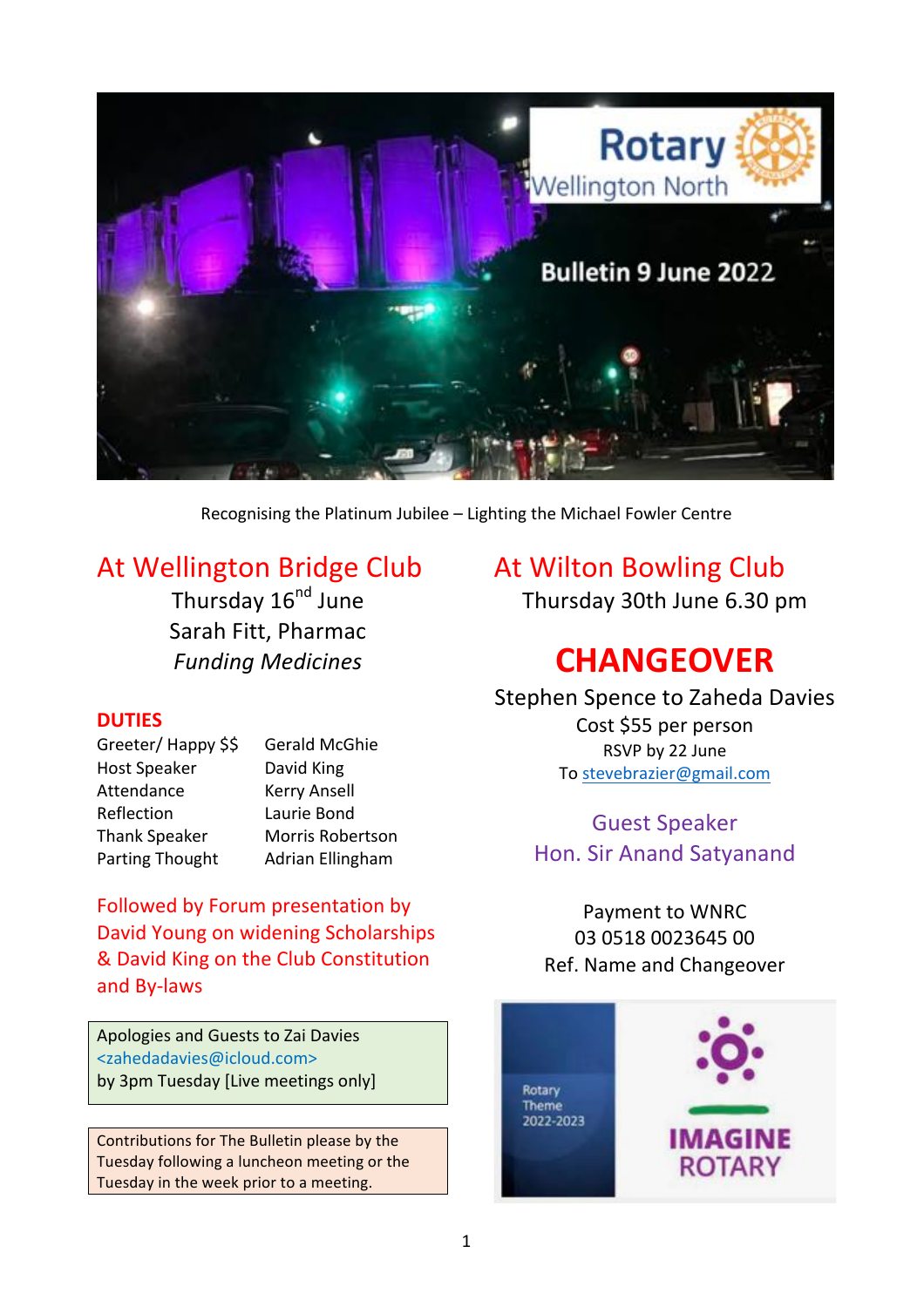Rotary Wellington North

# Bulletin 9 June 2022

Recognising the Platinum Jubilee – Lighting the Michael Fowler Centre

## At Wellington Bridge Club

Thursday 16th June
Sarah Fitt, Pharmac
*Funding Medicines*

### DUTIES

| | |
|---|---|
| Greeter/ Happy $$ | Gerald McGhie |
| Host Speaker | David King |
| Attendance | Kerry Ansell |
| Reflection | Laurie Bond |
| Thank Speaker | Morris Robertson |
| Parting Thought | Adrian Ellingham |

Followed by Forum presentation by David Young on widening Scholarships & David King on the Club Constitution and By-laws

Apologies and Guests to Zai Davies <zahedadavies@icloud.com> by 3pm Tuesday [Live meetings only]

Contributions for The Bulletin please by the Tuesday following a luncheon meeting or the Tuesday in the week prior to a meeting.

## At Wilton Bowling Club

Thursday 30th June 6.30 pm

# CHANGEOVER

Stephen Spence to Zaheda Davies
Cost $55 per person
RSVP by 22 June
To stevebrazier@gmail.com

Guest Speaker
Hon. Sir Anand Satyanand

Payment to WNRC
03 0518 0023645 00
Ref. Name and Changeover

Rotary Theme 2022-2023

IMAGINE ROTARY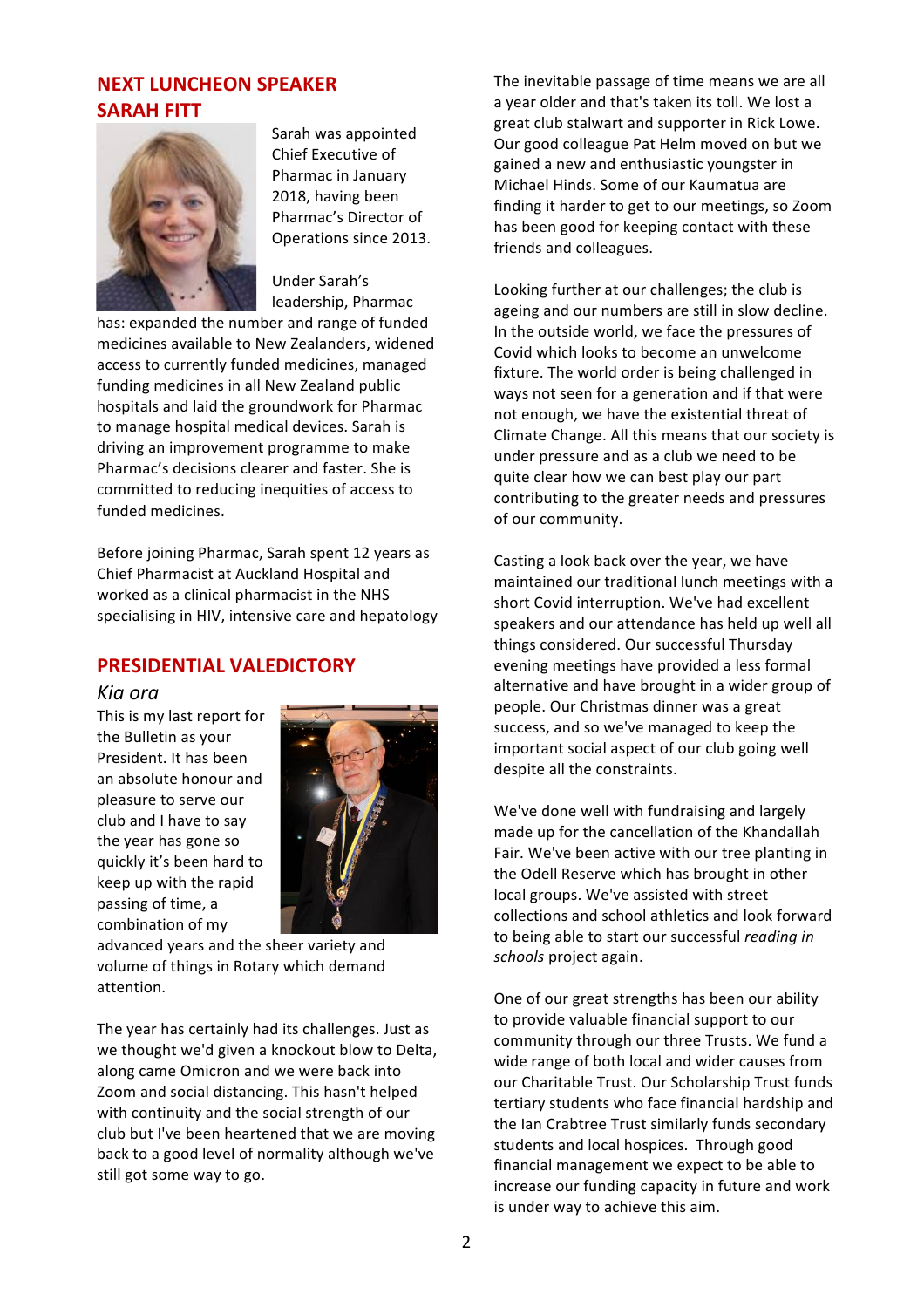## NEXT LUNCHEON SPEAKER SARAH FITT

Sarah was appointed Chief Executive of Pharmac in January 2018, having been Pharmac's Director of Operations since 2013.

Under Sarah's leadership, Pharmac has: expanded the number and range of funded medicines available to New Zealanders, widened access to currently funded medicines, managed funding medicines in all New Zealand public hospitals and laid the groundwork for Pharmac to manage hospital medical devices. Sarah is driving an improvement programme to make Pharmac's decisions clearer and faster. She is committed to reducing inequities of access to funded medicines.

Before joining Pharmac, Sarah spent 12 years as Chief Pharmacist at Auckland Hospital and worked as a clinical pharmacist in the NHS specialising in HIV, intensive care and hepatology

## PRESIDENTIAL VALEDICTORY

*Kia ora*

This is my last report for the Bulletin as your President. It has been an absolute honour and pleasure to serve our club and I have to say the year has gone so quickly it's been hard to keep up with the rapid passing of time, a combination of my advanced years and the sheer variety and volume of things in Rotary which demand attention.

The year has certainly had its challenges. Just as we thought we'd given a knockout blow to Delta, along came Omicron and we were back into Zoom and social distancing. This hasn't helped with continuity and the social strength of our club but I've been heartened that we are moving back to a good level of normality although we've still got some way to go.

The inevitable passage of time means we are all a year older and that's taken its toll. We lost a great club stalwart and supporter in Rick Lowe. Our good colleague Pat Helm moved on but we gained a new and enthusiastic youngster in Michael Hinds. Some of our Kaumatua are finding it harder to get to our meetings, so Zoom has been good for keeping contact with these friends and colleagues.

Looking further at our challenges; the club is ageing and our numbers are still in slow decline. In the outside world, we face the pressures of Covid which looks to become an unwelcome fixture. The world order is being challenged in ways not seen for a generation and if that were not enough, we have the existential threat of Climate Change. All this means that our society is under pressure and as a club we need to be quite clear how we can best play our part contributing to the greater needs and pressures of our community.

Casting a look back over the year, we have maintained our traditional lunch meetings with a short Covid interruption. We've had excellent speakers and our attendance has held up well all things considered. Our successful Thursday evening meetings have provided a less formal alternative and have brought in a wider group of people. Our Christmas dinner was a great success, and so we've managed to keep the important social aspect of our club going well despite all the constraints.

We've done well with fundraising and largely made up for the cancellation of the Khandallah Fair. We've been active with our tree planting in the Odell Reserve which has brought in other local groups. We've assisted with street collections and school athletics and look forward to being able to start our successful *reading in schools* project again.

One of our great strengths has been our ability to provide valuable financial support to our community through our three Trusts. We fund a wide range of both local and wider causes from our Charitable Trust. Our Scholarship Trust funds tertiary students who face financial hardship and the Ian Crabtree Trust similarly funds secondary students and local hospices. Through good financial management we expect to be able to increase our funding capacity in future and work is under way to achieve this aim.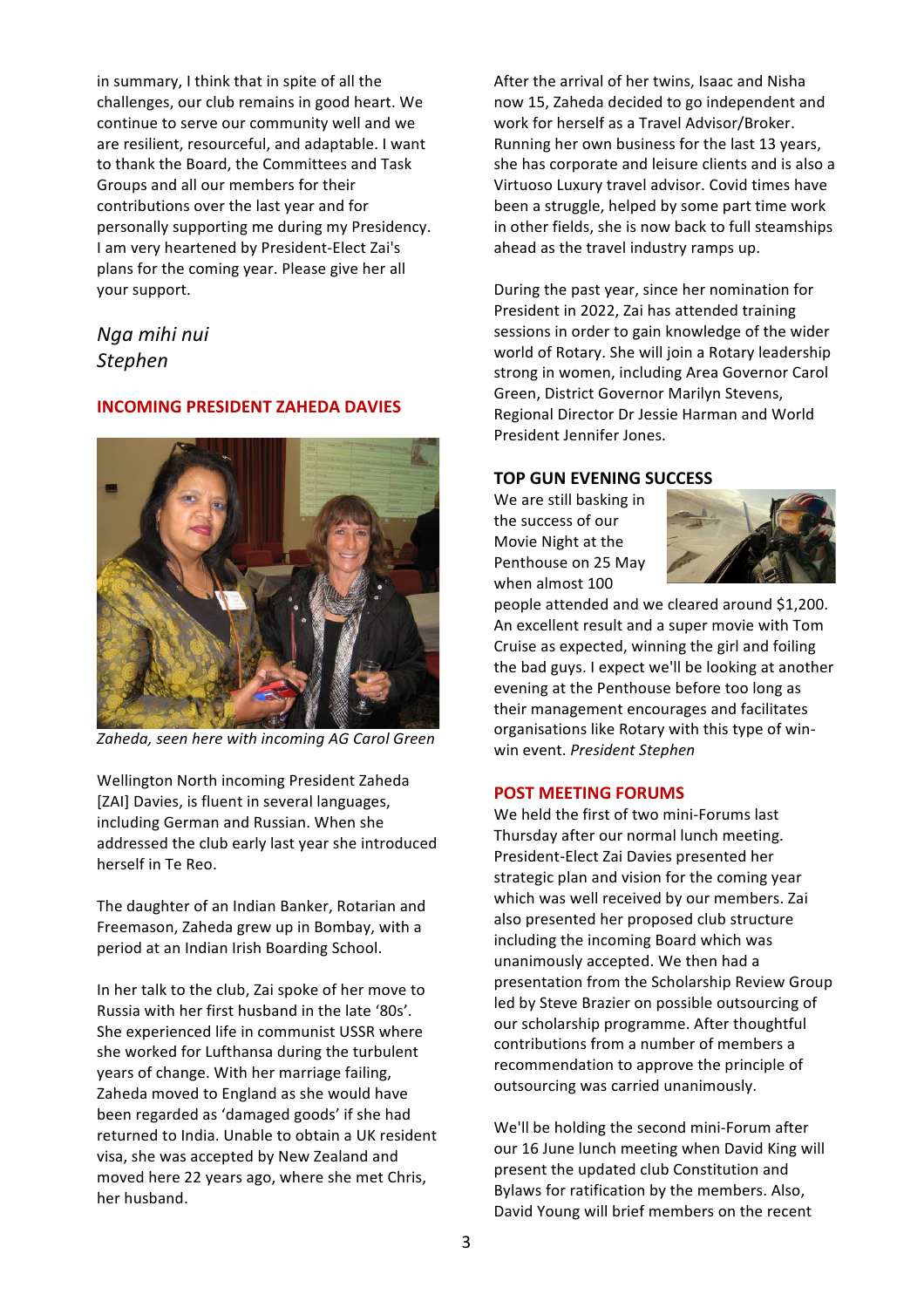in summary, I think that in spite of all the challenges, our club remains in good heart. We continue to serve our community well and we are resilient, resourceful, and adaptable. I want to thank the Board, the Committees and Task Groups and all our members for their contributions over the last year and for personally supporting me during my Presidency. I am very heartened by President-Elect Zai's plans for the coming year. Please give her all your support.

*Nga mihi nui*
*Stephen*

## INCOMING PRESIDENT ZAHEDA DAVIES

*Zaheda, seen here with incoming AG Carol Green*

Wellington North incoming President Zaheda [ZAI] Davies, is fluent in several languages, including German and Russian. When she addressed the club early last year she introduced herself in Te Reo.

The daughter of an Indian Banker, Rotarian and Freemason, Zaheda grew up in Bombay, with a period at an Indian Irish Boarding School.

In her talk to the club, Zai spoke of her move to Russia with her first husband in the late '80s'. She experienced life in communist USSR where she worked for Lufthansa during the turbulent years of change. With her marriage failing, Zaheda moved to England as she would have been regarded as 'damaged goods' if she had returned to India. Unable to obtain a UK resident visa, she was accepted by New Zealand and moved here 22 years ago, where she met Chris, her husband.

After the arrival of her twins, Isaac and Nisha now 15, Zaheda decided to go independent and work for herself as a Travel Advisor/Broker. Running her own business for the last 13 years, she has corporate and leisure clients and is also a Virtuoso Luxury travel advisor. Covid times have been a struggle, helped by some part time work in other fields, she is now back to full steamships ahead as the travel industry ramps up.

During the past year, since her nomination for President in 2022, Zai has attended training sessions in order to gain knowledge of the wider world of Rotary. She will join a Rotary leadership strong in women, including Area Governor Carol Green, District Governor Marilyn Stevens, Regional Director Dr Jessie Harman and World President Jennifer Jones.

## TOP GUN EVENING SUCCESS

We are still basking in the success of our Movie Night at the Penthouse on 25 May when almost 100 people attended and we cleared around $1,200. An excellent result and a super movie with Tom Cruise as expected, winning the girl and foiling the bad guys. I expect we'll be looking at another evening at the Penthouse before too long as their management encourages and facilitates organisations like Rotary with this type of win-win event. *President Stephen*

## POST MEETING FORUMS

We held the first of two mini-Forums last Thursday after our normal lunch meeting. President-Elect Zai Davies presented her strategic plan and vision for the coming year which was well received by our members. Zai also presented her proposed club structure including the incoming Board which was unanimously accepted. We then had a presentation from the Scholarship Review Group led by Steve Brazier on possible outsourcing of our scholarship programme. After thoughtful contributions from a number of members a recommendation to approve the principle of outsourcing was carried unanimously.

We'll be holding the second mini-Forum after our 16 June lunch meeting when David King will present the updated club Constitution and Bylaws for ratification by the members. Also, David Young will brief members on the recent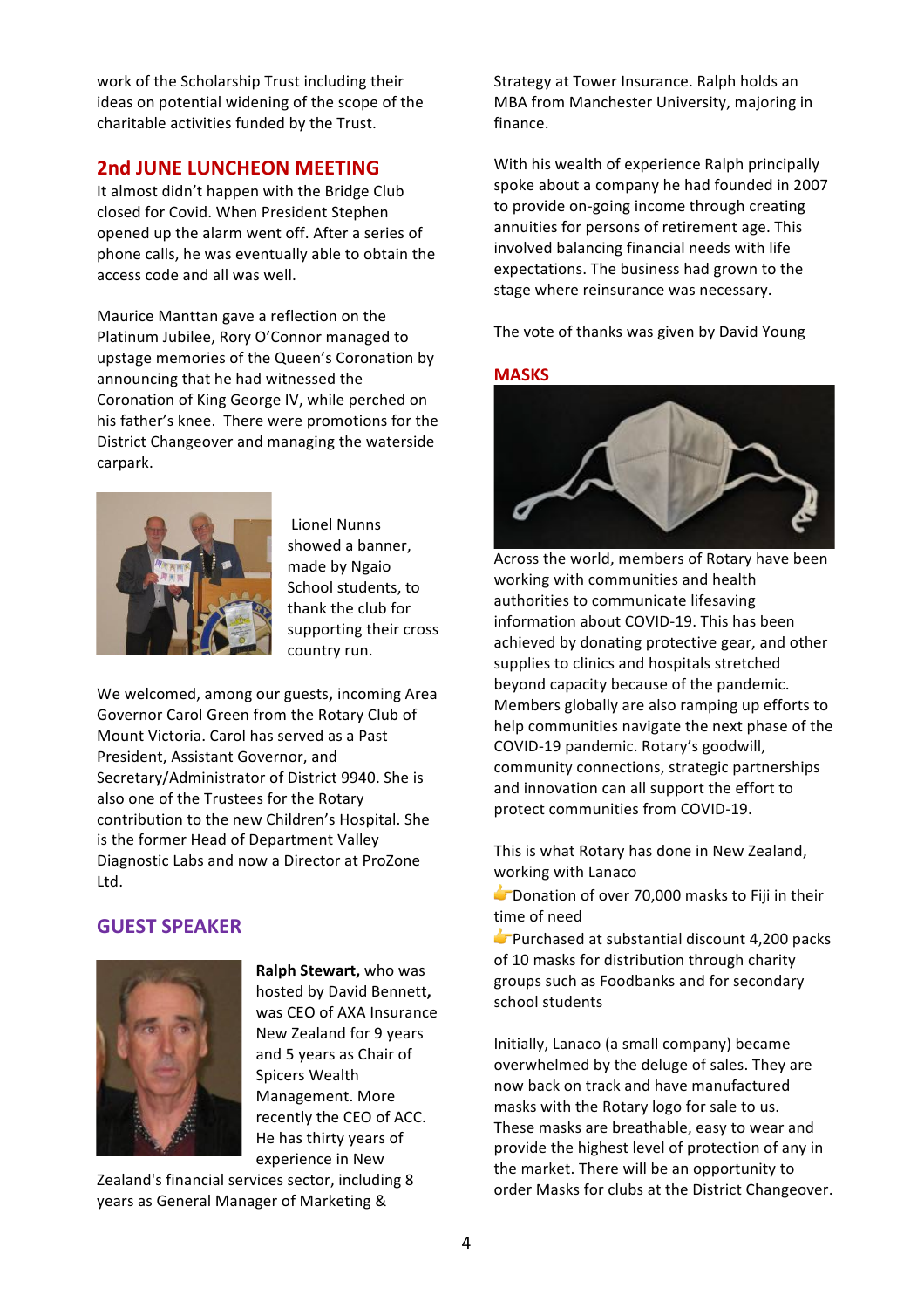work of the Scholarship Trust including their ideas on potential widening of the scope of the charitable activities funded by the Trust.

## 2nd JUNE LUNCHEON MEETING

It almost didn't happen with the Bridge Club closed for Covid. When President Stephen opened up the alarm went off. After a series of phone calls, he was eventually able to obtain the access code and all was well.

Maurice Manttan gave a reflection on the Platinum Jubilee, Rory O'Connor managed to upstage memories of the Queen's Coronation by announcing that he had witnessed the Coronation of King George IV, while perched on his father's knee. There were promotions for the District Changeover and managing the waterside carpark.

Lionel Nunns showed a banner, made by Ngaio School students, to thank the club for supporting their cross country run.

We welcomed, among our guests, incoming Area Governor Carol Green from the Rotary Club of Mount Victoria. Carol has served as a Past President, Assistant Governor, and Secretary/Administrator of District 9940. She is also one of the Trustees for the Rotary contribution to the new Children's Hospital. She is the former Head of Department Valley Diagnostic Labs and now a Director at ProZone Ltd.

## GUEST SPEAKER

**Ralph Stewart,** who was hosted by David Bennett**,** was CEO of AXA Insurance New Zealand for 9 years and 5 years as Chair of Spicers Wealth Management. More recently the CEO of ACC. He has thirty years of experience in New Zealand's financial services sector, including 8 years as General Manager of Marketing & Strategy at Tower Insurance. Ralph holds an MBA from Manchester University, majoring in finance.

With his wealth of experience Ralph principally spoke about a company he had founded in 2007 to provide on-going income through creating annuities for persons of retirement age. This involved balancing financial needs with life expectations. The business had grown to the stage where reinsurance was necessary.

The vote of thanks was given by David Young

## MASKS

Across the world, members of Rotary have been working with communities and health authorities to communicate lifesaving information about COVID-19. This has been achieved by donating protective gear, and other supplies to clinics and hospitals stretched beyond capacity because of the pandemic. Members globally are also ramping up efforts to help communities navigate the next phase of the COVID-19 pandemic. Rotary's goodwill, community connections, strategic partnerships and innovation can all support the effort to protect communities from COVID-19.

This is what Rotary has done in New Zealand, working with Lanaco

- 👉Donation of over 70,000 masks to Fiji in their time of need
- 👉Purchased at substantial discount 4,200 packs of 10 masks for distribution through charity groups such as Foodbanks and for secondary school students

Initially, Lanaco (a small company) became overwhelmed by the deluge of sales. They are now back on track and have manufactured masks with the Rotary logo for sale to us. These masks are breathable, easy to wear and provide the highest level of protection of any in the market. There will be an opportunity to order Masks for clubs at the District Changeover.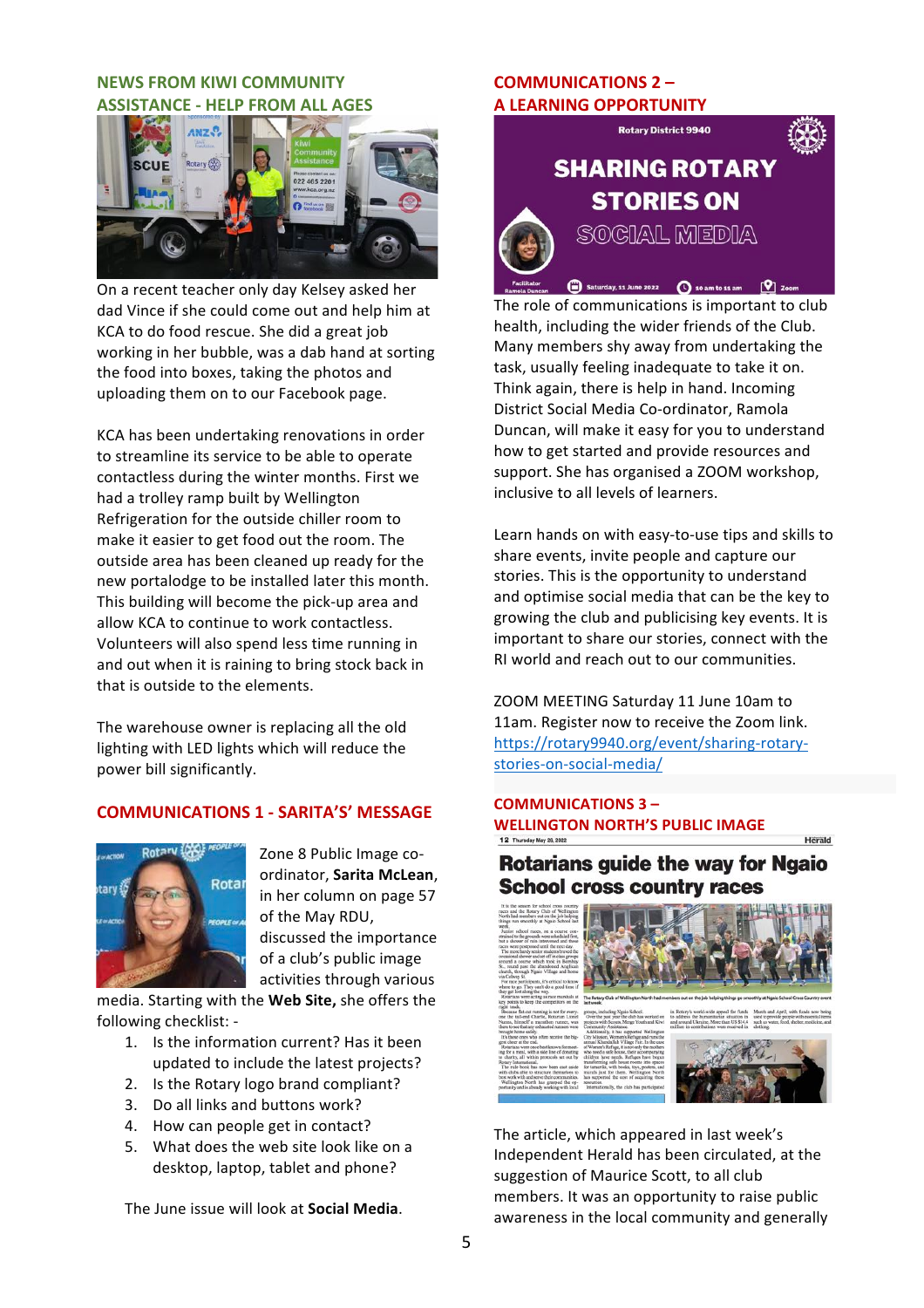## NEWS FROM KIWI COMMUNITY ASSISTANCE - HELP FROM ALL AGES

On a recent teacher only day Kelsey asked her dad Vince if she could come out and help him at KCA to do food rescue. She did a great job working in her bubble, was a dab hand at sorting the food into boxes, taking the photos and uploading them on to our Facebook page.

KCA has been undertaking renovations in order to streamline its service to be able to operate contactless during the winter months. First we had a trolley ramp built by Wellington Refrigeration for the outside chiller room to make it easier to get food out the room. The outside area has been cleaned up ready for the new portalodge to be installed later this month. This building will become the pick-up area and allow KCA to continue to work contactless. Volunteers will also spend less time running in and out when it is raining to bring stock back in that is outside to the elements.

The warehouse owner is replacing all the old lighting with LED lights which will reduce the power bill significantly.

## COMMUNICATIONS 1 - SARITA'S' MESSAGE

Zone 8 Public Image co-ordinator, **Sarita McLean**, in her column on page 57 of the May RDU, discussed the importance of a club's public image activities through various media. Starting with the **Web Site,** she offers the following checklist: -

1. Is the information current? Has it been updated to include the latest projects?
2. Is the Rotary logo brand compliant?
3. Do all links and buttons work?
4. How can people get in contact?
5. What does the web site look like on a desktop, laptop, tablet and phone?

The June issue will look at **Social Media**.

## COMMUNICATIONS 2 – A LEARNING OPPORTUNITY

Rotary District 9940

SHARING ROTARY STORIES ON SOCIAL MEDIA

Facilitator Ramola Duncan | Saturday, 11 June 2022 | 10 am to 11 am | Zoom

The role of communications is important to club health, including the wider friends of the Club. Many members shy away from undertaking the task, usually feeling inadequate to take it on. Think again, there is help in hand. Incoming District Social Media Co-ordinator, Ramola Duncan, will make it easy for you to understand how to get started and provide resources and support. She has organised a ZOOM workshop, inclusive to all levels of learners.

Learn hands on with easy-to-use tips and skills to share events, invite people and capture our stories. This is the opportunity to understand and optimise social media that can be the key to growing the club and publicising key events. It is important to share our stories, connect with the RI world and reach out to our communities.

ZOOM MEETING Saturday 11 June 10am to 11am. Register now to receive the Zoom link. https://rotary9940.org/event/sharing-rotary-stories-on-social-media/

## COMMUNICATIONS 3 – WELLINGTON NORTH'S PUBLIC IMAGE

12 Thursday May 26, 2022 — Herald

**Rotarians guide the way for Ngaio School cross country races**

The article, which appeared in last week's Independent Herald has been circulated, at the suggestion of Maurice Scott, to all club members. It was an opportunity to raise public awareness in the local community and generally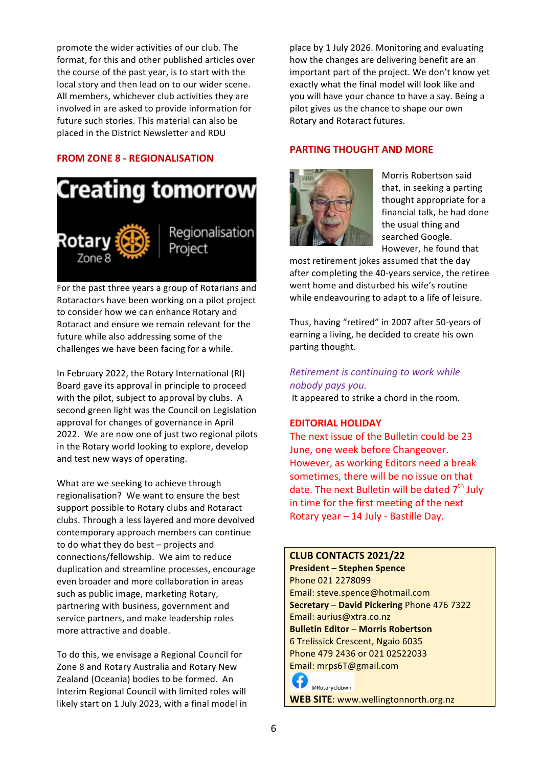promote the wider activities of our club. The format, for this and other published articles over the course of the past year, is to start with the local story and then lead on to our wider scene. All members, whichever club activities they are involved in are asked to provide information for future such stories. This material can also be placed in the District Newsletter and RDU

## FROM ZONE 8 - REGIONALISATION

Creating tomorrow

Rotary Zone 8 | Regionalisation Project

For the past three years a group of Rotarians and Rotaractors have been working on a pilot project to consider how we can enhance Rotary and Rotaract and ensure we remain relevant for the future while also addressing some of the challenges we have been facing for a while.

In February 2022, the Rotary International (RI) Board gave its approval in principle to proceed with the pilot, subject to approval by clubs. A second green light was the Council on Legislation approval for changes of governance in April 2022. We are now one of just two regional pilots in the Rotary world looking to explore, develop and test new ways of operating.

What are we seeking to achieve through regionalisation? We want to ensure the best support possible to Rotary clubs and Rotaract clubs. Through a less layered and more devolved contemporary approach members can continue to do what they do best – projects and connections/fellowship. We aim to reduce duplication and streamline processes, encourage even broader and more collaboration in areas such as public image, marketing Rotary, partnering with business, government and service partners, and make leadership roles more attractive and doable.

To do this, we envisage a Regional Council for Zone 8 and Rotary Australia and Rotary New Zealand (Oceania) bodies to be formed. An Interim Regional Council with limited roles will likely start on 1 July 2023, with a final model in place by 1 July 2026. Monitoring and evaluating how the changes are delivering benefit are an important part of the project. We don't know yet exactly what the final model will look like and you will have your chance to have a say. Being a pilot gives us the chance to shape our own Rotary and Rotaract futures.

## PARTING THOUGHT AND MORE

Morris Robertson said that, in seeking a parting thought appropriate for a financial talk, he had done the usual thing and searched Google. However, he found that most retirement jokes assumed that the day after completing the 40-years service, the retiree went home and disturbed his wife's routine while endeavouring to adapt to a life of leisure.

Thus, having "retired" in 2007 after 50-years of earning a living, he decided to create his own parting thought.

*Retirement is continuing to work while nobody pays you.*

It appeared to strike a chord in the room.

## EDITORIAL HOLIDAY

The next issue of the Bulletin could be 23 June, one week before Changeover. However, as working Editors need a break sometimes, there will be no issue on that date. The next Bulletin will be dated 7th July in time for the first meeting of the next Rotary year – 14 July - Bastille Day.

**CLUB CONTACTS 2021/22**
**President – Stephen Spence**
Phone 021 2278099
Email: steve.spence@hotmail.com
**Secretary – David Pickering** Phone 476 7322
Email: aurius@xtra.co.nz
**Bulletin Editor – Morris Robertson**
6 Trelissick Crescent, Ngaio 6035
Phone 479 2436 or 021 02522033
Email: mrps6T@gmail.com
@Rotaryclubwn
**WEB SITE**: www.wellingtonnorth.org.nz